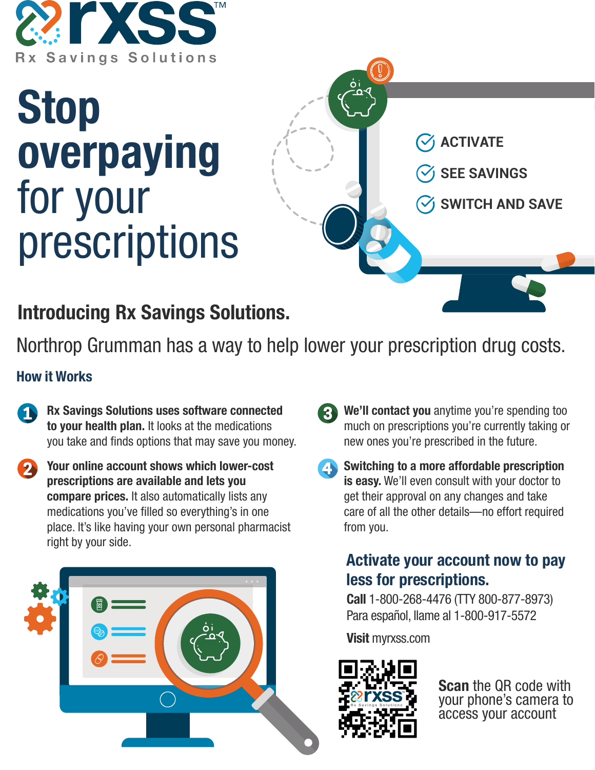rxss™

Rx Savings Solutions

# Stop overpaying for your prescriptions

- ACTIVATE
- SEE SAVINGS
- SWITCH AND SAVE

## Introducing Rx Savings Solutions.

Northrop Grumman has a way to help lower your prescription drug costs.

### How it Works

1. **Rx Savings Solutions uses software connected to your health plan.** It looks at the medications you take and finds options that may save you money.
2. **Your online account shows which lower-cost prescriptions are available and lets you compare prices.** It also automatically lists any medications you've filled so everything's in one place. It's like having your own personal pharmacist right by your side.
3. **We'll contact you** anytime you're spending too much on prescriptions you're currently taking or new ones you're prescribed in the future.
4. **Switching to a more affordable prescription is easy.** We'll even consult with your doctor to get their approval on any changes and take care of all the other details—no effort required from you.

### Activate your account now to pay less for prescriptions.

**Call** 1-800-268-4476 (TTY 800-877-8973)
Para español, llame al 1-800-917-5572

**Visit** myrxss.com

**Scan** the QR code with your phone's camera to access your account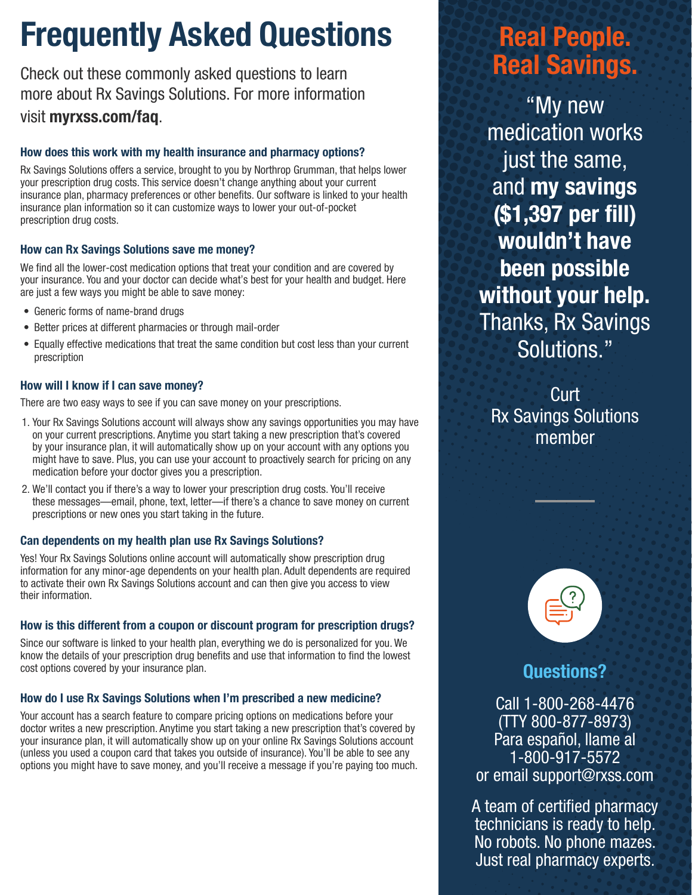# Frequently Asked Questions

Check out these commonly asked questions to learn more about Rx Savings Solutions. For more information visit **myrxss.com/faq**.

### How does this work with my health insurance and pharmacy options?

Rx Savings Solutions offers a service, brought to you by Northrop Grumman, that helps lower your prescription drug costs. This service doesn't change anything about your current insurance plan, pharmacy preferences or other benefits. Our software is linked to your health insurance plan information so it can customize ways to lower your out-of-pocket prescription drug costs.

### How can Rx Savings Solutions save me money?

We find all the lower-cost medication options that treat your condition and are covered by your insurance. You and your doctor can decide what's best for your health and budget. Here are just a few ways you might be able to save money:

- Generic forms of name-brand drugs
- Better prices at different pharmacies or through mail-order
- Equally effective medications that treat the same condition but cost less than your current prescription

### How will I know if I can save money?

There are two easy ways to see if you can save money on your prescriptions.

1. Your Rx Savings Solutions account will always show any savings opportunities you may have on your current prescriptions. Anytime you start taking a new prescription that's covered by your insurance plan, it will automatically show up on your account with any options you might have to save. Plus, you can use your account to proactively search for pricing on any medication before your doctor gives you a prescription.
2. We'll contact you if there's a way to lower your prescription drug costs. You'll receive these messages—email, phone, text, letter—if there's a chance to save money on current prescriptions or new ones you start taking in the future.

### Can dependents on my health plan use Rx Savings Solutions?

Yes! Your Rx Savings Solutions online account will automatically show prescription drug information for any minor-age dependents on your health plan. Adult dependents are required to activate their own Rx Savings Solutions account and can then give you access to view their information.

### How is this different from a coupon or discount program for prescription drugs?

Since our software is linked to your health plan, everything we do is personalized for you. We know the details of your prescription drug benefits and use that information to find the lowest cost options covered by your insurance plan.

### How do I use Rx Savings Solutions when I'm prescribed a new medicine?

Your account has a search feature to compare pricing options on medications before your doctor writes a new prescription. Anytime you start taking a new prescription that's covered by your insurance plan, it will automatically show up on your online Rx Savings Solutions account (unless you used a coupon card that takes you outside of insurance). You'll be able to see any options you might have to save money, and you'll receive a message if you're paying too much.

## Real People. Real Savings.

"My new medication works just the same, and **my savings ($1,397 per fill) wouldn't have been possible without your help.** Thanks, Rx Savings Solutions."

Curt
Rx Savings Solutions member

## Questions?

Call 1-800-268-4476 (TTY 800-877-8973)
Para español, llame al 1-800-917-5572
or email support@rxss.com

A team of certified pharmacy technicians is ready to help. No robots. No phone mazes. Just real pharmacy experts.